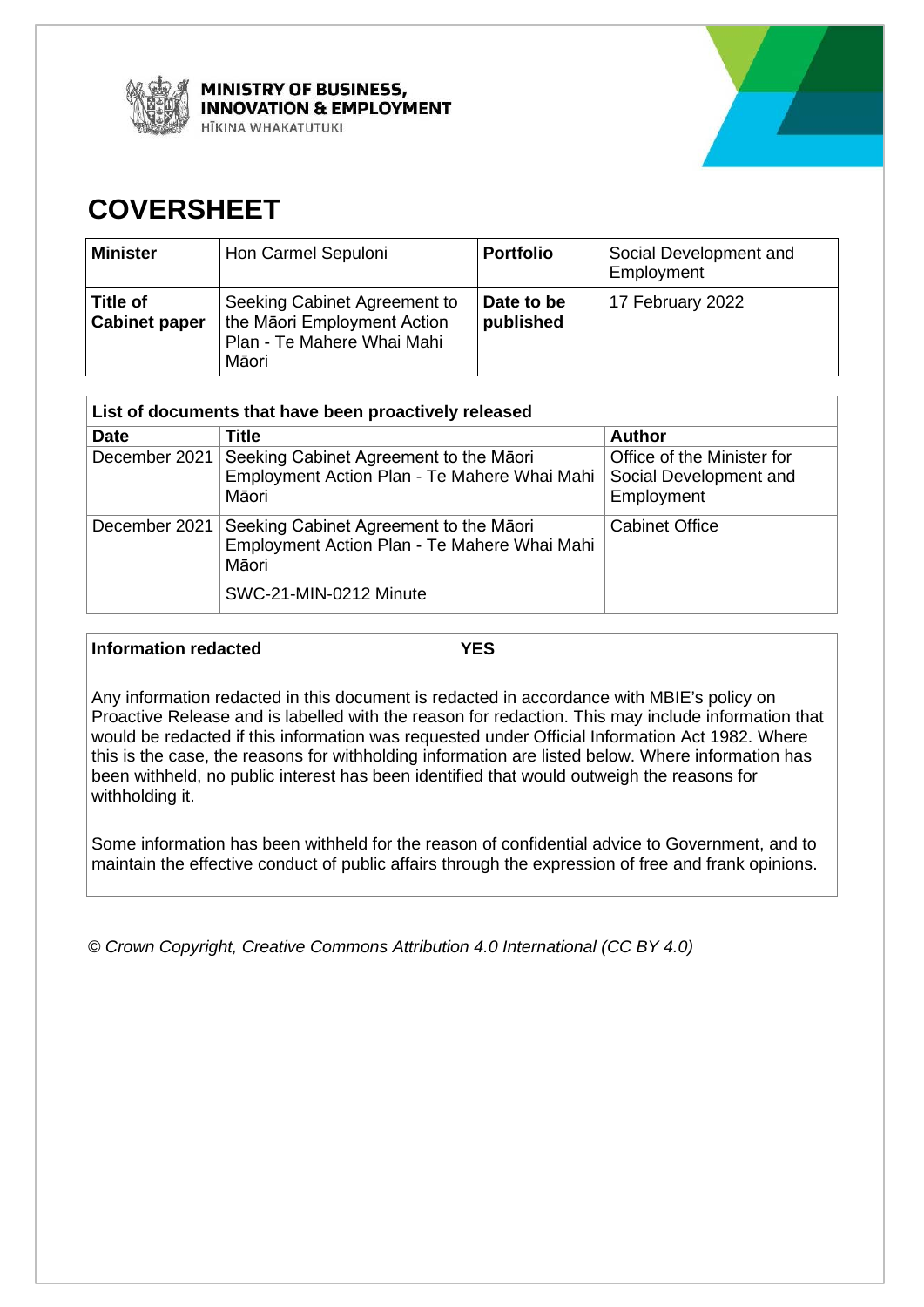MINISTRY OF BUSINESS, INNOVATION & EMPLOYMENT
HĪKINA WHAKATUTUKI

# COVERSHEET

| Minister | Hon Carmel Sepuloni | Portfolio | Social Development and Employment |
|---|---|---|---|
| **Title of Cabinet paper** | Seeking Cabinet Agreement to the Māori Employment Action Plan - Te Mahere Whai Mahi Māori | **Date to be published** | 17 February 2022 |

| List of documents that have been proactively released | | |
|---|---|---|
| **Date** | **Title** | **Author** |
| December 2021 | Seeking Cabinet Agreement to the Māori Employment Action Plan - Te Mahere Whai Mahi Māori | Office of the Minister for Social Development and Employment |
| December 2021 | Seeking Cabinet Agreement to the Māori Employment Action Plan - Te Mahere Whai Mahi Māori<br><br>SWC-21-MIN-0212 Minute | Cabinet Office |

**Information redacted** **YES**

Any information redacted in this document is redacted in accordance with MBIE's policy on Proactive Release and is labelled with the reason for redaction. This may include information that would be redacted if this information was requested under Official Information Act 1982. Where this is the case, the reasons for withholding information are listed below. Where information has been withheld, no public interest has been identified that would outweigh the reasons for withholding it.

Some information has been withheld for the reason of confidential advice to Government, and to maintain the effective conduct of public affairs through the expression of free and frank opinions.

*© Crown Copyright, Creative Commons Attribution 4.0 International (CC BY 4.0)*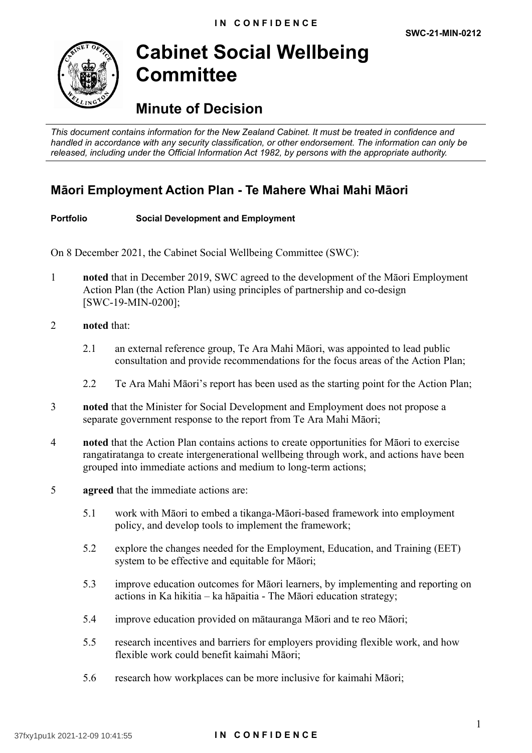# Cabinet Social Wellbeing Committee

## Minute of Decision

*This document contains information for the New Zealand Cabinet. It must be treated in confidence and handled in accordance with any security classification, or other endorsement. The information can only be released, including under the Official Information Act 1982, by persons with the appropriate authority.*

## Māori Employment Action Plan - Te Mahere Whai Mahi Māori

**Portfolio** **Social Development and Employment**

On 8 December 2021, the Cabinet Social Wellbeing Committee (SWC):

1 **noted** that in December 2019, SWC agreed to the development of the Māori Employment Action Plan (the Action Plan) using principles of partnership and co-design [SWC-19-MIN-0200];

2 **noted** that:

2.1 an external reference group, Te Ara Mahi Māori, was appointed to lead public consultation and provide recommendations for the focus areas of the Action Plan;

2.2 Te Ara Mahi Māori's report has been used as the starting point for the Action Plan;

3 **noted** that the Minister for Social Development and Employment does not propose a separate government response to the report from Te Ara Mahi Māori;

4 **noted** that the Action Plan contains actions to create opportunities for Māori to exercise rangatiratanga to create intergenerational wellbeing through work, and actions have been grouped into immediate actions and medium to long-term actions;

5 **agreed** that the immediate actions are:

5.1 work with Māori to embed a tikanga-Māori-based framework into employment policy, and develop tools to implement the framework;

5.2 explore the changes needed for the Employment, Education, and Training (EET) system to be effective and equitable for Māori;

5.3 improve education outcomes for Māori learners, by implementing and reporting on actions in Ka hikitia – ka hāpaitia - The Māori education strategy;

5.4 improve education provided on mātauranga Māori and te reo Māori;

5.5 research incentives and barriers for employers providing flexible work, and how flexible work could benefit kaimahi Māori;

5.6 research how workplaces can be more inclusive for kaimahi Māori;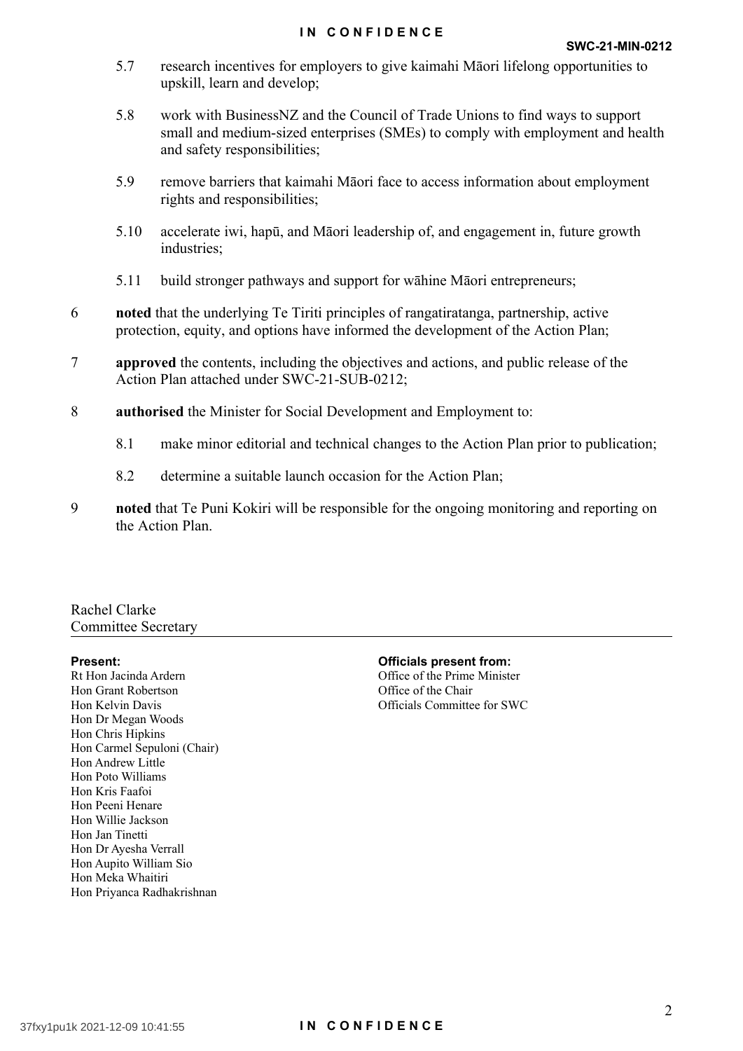5.7 research incentives for employers to give kaimahi Māori lifelong opportunities to upskill, learn and develop;

5.8 work with BusinessNZ and the Council of Trade Unions to find ways to support small and medium-sized enterprises (SMEs) to comply with employment and health and safety responsibilities;

5.9 remove barriers that kaimahi Māori face to access information about employment rights and responsibilities;

5.10 accelerate iwi, hapū, and Māori leadership of, and engagement in, future growth industries;

5.11 build stronger pathways and support for wāhine Māori entrepreneurs;

6 **noted** that the underlying Te Tiriti principles of rangatiratanga, partnership, active protection, equity, and options have informed the development of the Action Plan;

7 **approved** the contents, including the objectives and actions, and public release of the Action Plan attached under SWC-21-SUB-0212;

8 **authorised** the Minister for Social Development and Employment to:

8.1 make minor editorial and technical changes to the Action Plan prior to publication;

8.2 determine a suitable launch occasion for the Action Plan;

9 **noted** that Te Puni Kokiri will be responsible for the ongoing monitoring and reporting on the Action Plan.

Rachel Clarke
Committee Secretary

**Present:**
Rt Hon Jacinda Ardern
Hon Grant Robertson
Hon Kelvin Davis
Hon Dr Megan Woods
Hon Chris Hipkins
Hon Carmel Sepuloni (Chair)
Hon Andrew Little
Hon Poto Williams
Hon Kris Faafoi
Hon Peeni Henare
Hon Willie Jackson
Hon Jan Tinetti
Hon Dr Ayesha Verrall
Hon Aupito William Sio
Hon Meka Whaitiri
Hon Priyanca Radhakrishnan

**Officials present from:**
Office of the Prime Minister
Office of the Chair
Officials Committee for SWC